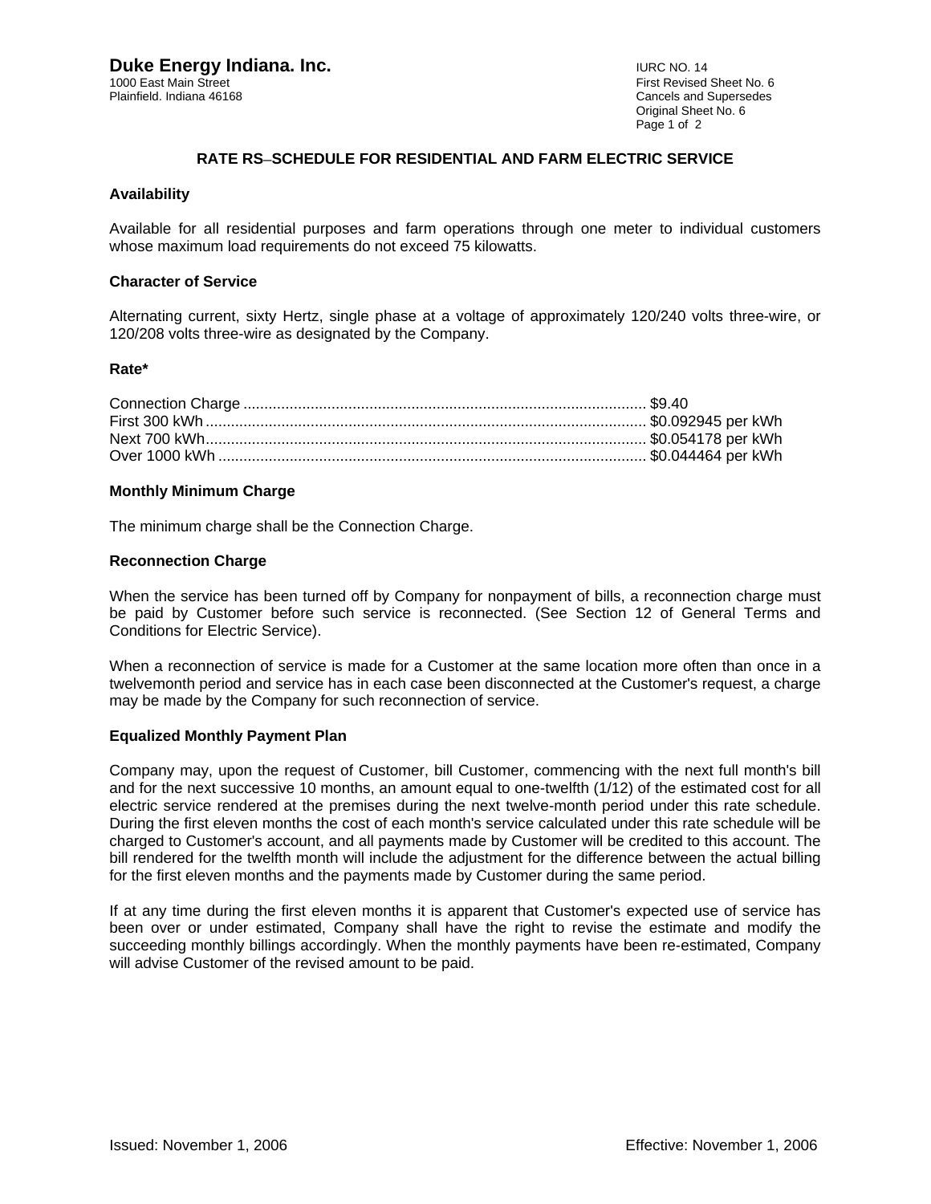**Duke Energy Indiana. Inc.**
1000 East Main Street
Plainfield. Indiana 46168

IURC NO. 14
First Revised Sheet No. 6
Cancels and Supersedes
Original Sheet No. 6

## RATE RS–SCHEDULE FOR RESIDENTIAL AND FARM ELECTRIC SERVICE

### Availability

Available for all residential purposes and farm operations through one meter to individual customers whose maximum load requirements do not exceed 75 kilowatts.

### Character of Service

Alternating current, sixty Hertz, single phase at a voltage of approximately 120/240 volts three-wire, or 120/208 volts three-wire as designated by the Company.

### Rate*

| | |
|---|---|
| Connection Charge | $9.40 |
| First 300 kWh | $0.092945 per kWh |
| Next 700 kWh | $0.054178 per kWh |
| Over 1000 kWh | $0.044464 per kWh |

### Monthly Minimum Charge

The minimum charge shall be the Connection Charge.

### Reconnection Charge

When the service has been turned off by Company for nonpayment of bills, a reconnection charge must be paid by Customer before such service is reconnected. (See Section 12 of General Terms and Conditions for Electric Service).

When a reconnection of service is made for a Customer at the same location more often than once in a twelvemonth period and service has in each case been disconnected at the Customer's request, a charge may be made by the Company for such reconnection of service.

### Equalized Monthly Payment Plan

Company may, upon the request of Customer, bill Customer, commencing with the next full month's bill and for the next successive 10 months, an amount equal to one-twelfth (1/12) of the estimated cost for all electric service rendered at the premises during the next twelve-month period under this rate schedule. During the first eleven months the cost of each month's service calculated under this rate schedule will be charged to Customer's account, and all payments made by Customer will be credited to this account. The bill rendered for the twelfth month will include the adjustment for the difference between the actual billing for the first eleven months and the payments made by Customer during the same period.

If at any time during the first eleven months it is apparent that Customer's expected use of service has been over or under estimated, Company shall have the right to revise the estimate and modify the succeeding monthly billings accordingly. When the monthly payments have been re-estimated, Company will advise Customer of the revised amount to be paid.

Issued: November 1, 2006 Effective: November 1, 2006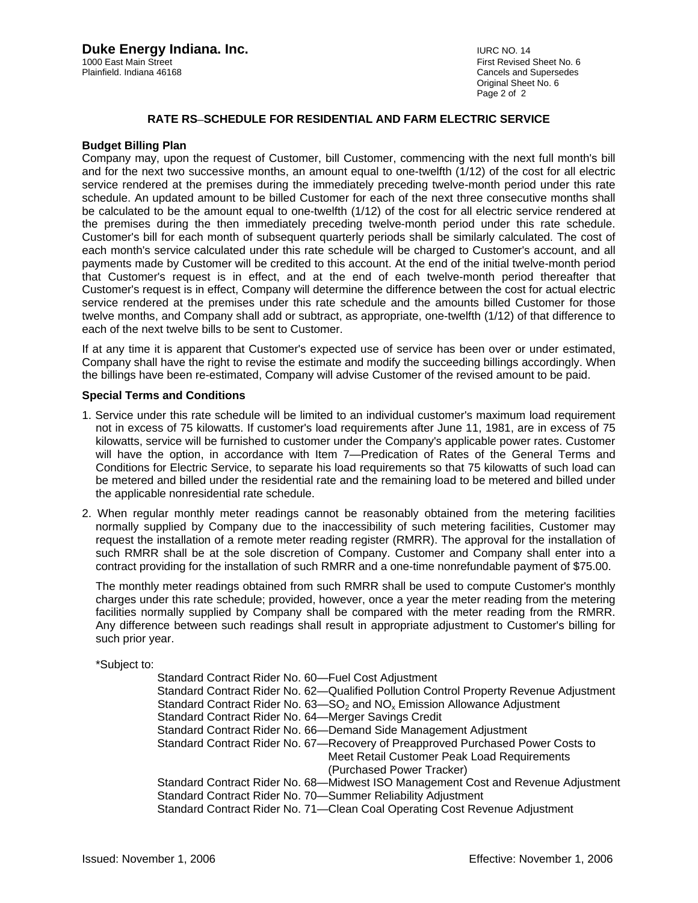**Duke Energy Indiana. Inc.**
1000 East Main Street
Plainfield. Indiana 46168

IURC NO. 14
First Revised Sheet No. 6
Cancels and Supersedes
Original Sheet No. 6

## RATE RS–SCHEDULE FOR RESIDENTIAL AND FARM ELECTRIC SERVICE

**Budget Billing Plan**

Company may, upon the request of Customer, bill Customer, commencing with the next full month's bill and for the next two successive months, an amount equal to one-twelfth (1/12) of the cost for all electric service rendered at the premises during the immediately preceding twelve-month period under this rate schedule. An updated amount to be billed Customer for each of the next three consecutive months shall be calculated to be the amount equal to one-twelfth (1/12) of the cost for all electric service rendered at the premises during the then immediately preceding twelve-month period under this rate schedule. Customer's bill for each month of subsequent quarterly periods shall be similarly calculated. The cost of each month's service calculated under this rate schedule will be charged to Customer's account, and all payments made by Customer will be credited to this account. At the end of the initial twelve-month period that Customer's request is in effect, and at the end of each twelve-month period thereafter that Customer's request is in effect, Company will determine the difference between the cost for actual electric service rendered at the premises under this rate schedule and the amounts billed Customer for those twelve months, and Company shall add or subtract, as appropriate, one-twelfth (1/12) of that difference to each of the next twelve bills to be sent to Customer.

If at any time it is apparent that Customer's expected use of service has been over or under estimated, Company shall have the right to revise the estimate and modify the succeeding billings accordingly. When the billings have been re-estimated, Company will advise Customer of the revised amount to be paid.

**Special Terms and Conditions**

1. Service under this rate schedule will be limited to an individual customer's maximum load requirement not in excess of 75 kilowatts. If customer's load requirements after June 11, 1981, are in excess of 75 kilowatts, service will be furnished to customer under the Company's applicable power rates. Customer will have the option, in accordance with Item 7—Predication of Rates of the General Terms and Conditions for Electric Service, to separate his load requirements so that 75 kilowatts of such load can be metered and billed under the residential rate and the remaining load to be metered and billed under the applicable nonresidential rate schedule.

2. When regular monthly meter readings cannot be reasonably obtained from the metering facilities normally supplied by Company due to the inaccessibility of such metering facilities, Customer may request the installation of a remote meter reading register (RMRR). The approval for the installation of such RMRR shall be at the sole discretion of Company. Customer and Company shall enter into a contract providing for the installation of such RMRR and a one-time nonrefundable payment of $75.00.

   The monthly meter readings obtained from such RMRR shall be used to compute Customer's monthly charges under this rate schedule; provided, however, once a year the meter reading from the metering facilities normally supplied by Company shall be compared with the meter reading from the RMRR. Any difference between such readings shall result in appropriate adjustment to Customer's billing for such prior year.

*Subject to:

Standard Contract Rider No. 60—Fuel Cost Adjustment
Standard Contract Rider No. 62—Qualified Pollution Control Property Revenue Adjustment
Standard Contract Rider No. 63—$SO_2$ and $NO_x$ Emission Allowance Adjustment
Standard Contract Rider No. 64—Merger Savings Credit
Standard Contract Rider No. 66—Demand Side Management Adjustment
Standard Contract Rider No. 67—Recovery of Preapproved Purchased Power Costs to Meet Retail Customer Peak Load Requirements (Purchased Power Tracker)
Standard Contract Rider No. 68—Midwest ISO Management Cost and Revenue Adjustment
Standard Contract Rider No. 70—Summer Reliability Adjustment
Standard Contract Rider No. 71—Clean Coal Operating Cost Revenue Adjustment

Issued: November 1, 2006 Effective: November 1, 2006